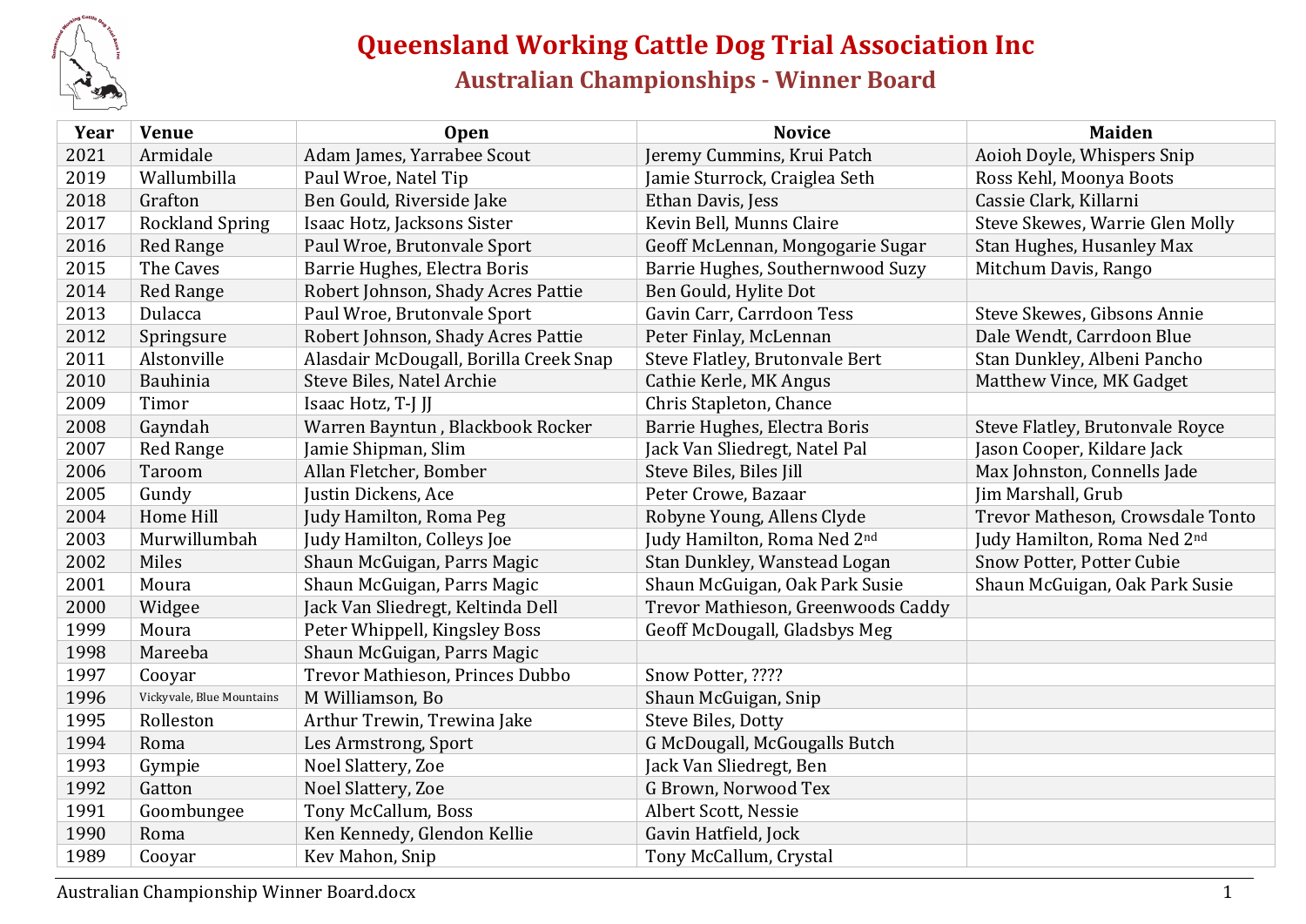# Queensland Working Cattle Dog Trial Association Inc

## Australian Championships - Winner Board

| Year | Venue | Open | Novice | Maiden |
|---|---|---|---|---|
| 2021 | Armidale | Adam James, Yarrabee Scout | Jeremy Cummins, Krui Patch | Aoioh Doyle, Whispers Snip |
| 2019 | Wallumbilla | Paul Wroe, Natel Tip | Jamie Sturrock, Craiglea Seth | Ross Kehl, Moonya Boots |
| 2018 | Grafton | Ben Gould, Riverside Jake | Ethan Davis, Jess | Cassie Clark, Killarni |
| 2017 | Rockland Spring | Isaac Hotz, Jacksons Sister | Kevin Bell, Munns Claire | Steve Skewes, Warrie Glen Molly |
| 2016 | Red Range | Paul Wroe, Brutonvale Sport | Geoff McLennan, Mongogarie Sugar | Stan Hughes, Husanley Max |
| 2015 | The Caves | Barrie Hughes, Electra Boris | Barrie Hughes, Southernwood Suzy | Mitchum Davis, Rango |
| 2014 | Red Range | Robert Johnson, Shady Acres Pattie | Ben Gould, Hylite Dot | |
| 2013 | Dulacca | Paul Wroe, Brutonvale Sport | Gavin Carr, Carrdoon Tess | Steve Skewes, Gibsons Annie |
| 2012 | Springsure | Robert Johnson, Shady Acres Pattie | Peter Finlay, McLennan | Dale Wendt, Carrdoon Blue |
| 2011 | Alstonville | Alasdair McDougall, Borilla Creek Snap | Steve Flatley, Brutonvale Bert | Stan Dunkley, Albeni Pancho |
| 2010 | Bauhinia | Steve Biles, Natel Archie | Cathie Kerle, MK Angus | Matthew Vince, MK Gadget |
| 2009 | Timor | Isaac Hotz, T-J JJ | Chris Stapleton, Chance | |
| 2008 | Gayndah | Warren Bayntun , Blackbook Rocker | Barrie Hughes, Electra Boris | Steve Flatley, Brutonvale Royce |
| 2007 | Red Range | Jamie Shipman, Slim | Jack Van Sliedregt, Natel Pal | Jason Cooper, Kildare Jack |
| 2006 | Taroom | Allan Fletcher, Bomber | Steve Biles, Biles Jill | Max Johnston, Connells Jade |
| 2005 | Gundy | Justin Dickens, Ace | Peter Crowe, Bazaar | Jim Marshall, Grub |
| 2004 | Home Hill | Judy Hamilton, Roma Peg | Robyne Young, Allens Clyde | Trevor Matheson, Crowsdale Tonto |
| 2003 | Murwillumbah | Judy Hamilton, Colleys Joe | Judy Hamilton, Roma Ned 2nd | Judy Hamilton, Roma Ned 2nd |
| 2002 | Miles | Shaun McGuigan, Parrs Magic | Stan Dunkley, Wanstead Logan | Snow Potter, Potter Cubie |
| 2001 | Moura | Shaun McGuigan, Parrs Magic | Shaun McGuigan, Oak Park Susie | Shaun McGuigan, Oak Park Susie |
| 2000 | Widgee | Jack Van Sliedregt, Keltinda Dell | Trevor Mathieson, Greenwoods Caddy | |
| 1999 | Moura | Peter Whippell, Kingsley Boss | Geoff McDougall, Gladsbys Meg | |
| 1998 | Mareeba | Shaun McGuigan, Parrs Magic | | |
| 1997 | Cooyar | Trevor Mathieson, Princes Dubbo | Snow Potter, ???? | |
| 1996 | Vickyvale, Blue Mountains | M Williamson, Bo | Shaun McGuigan, Snip | |
| 1995 | Rolleston | Arthur Trewin, Trewina Jake | Steve Biles, Dotty | |
| 1994 | Roma | Les Armstrong, Sport | G McDougall, McGougalls Butch | |
| 1993 | Gympie | Noel Slattery, Zoe | Jack Van Sliedregt, Ben | |
| 1992 | Gatton | Noel Slattery, Zoe | G Brown, Norwood Tex | |
| 1991 | Goombungee | Tony McCallum, Boss | Albert Scott, Nessie | |
| 1990 | Roma | Ken Kennedy, Glendon Kellie | Gavin Hatfield, Jock | |
| 1989 | Cooyar | Kev Mahon, Snip | Tony McCallum, Crystal | |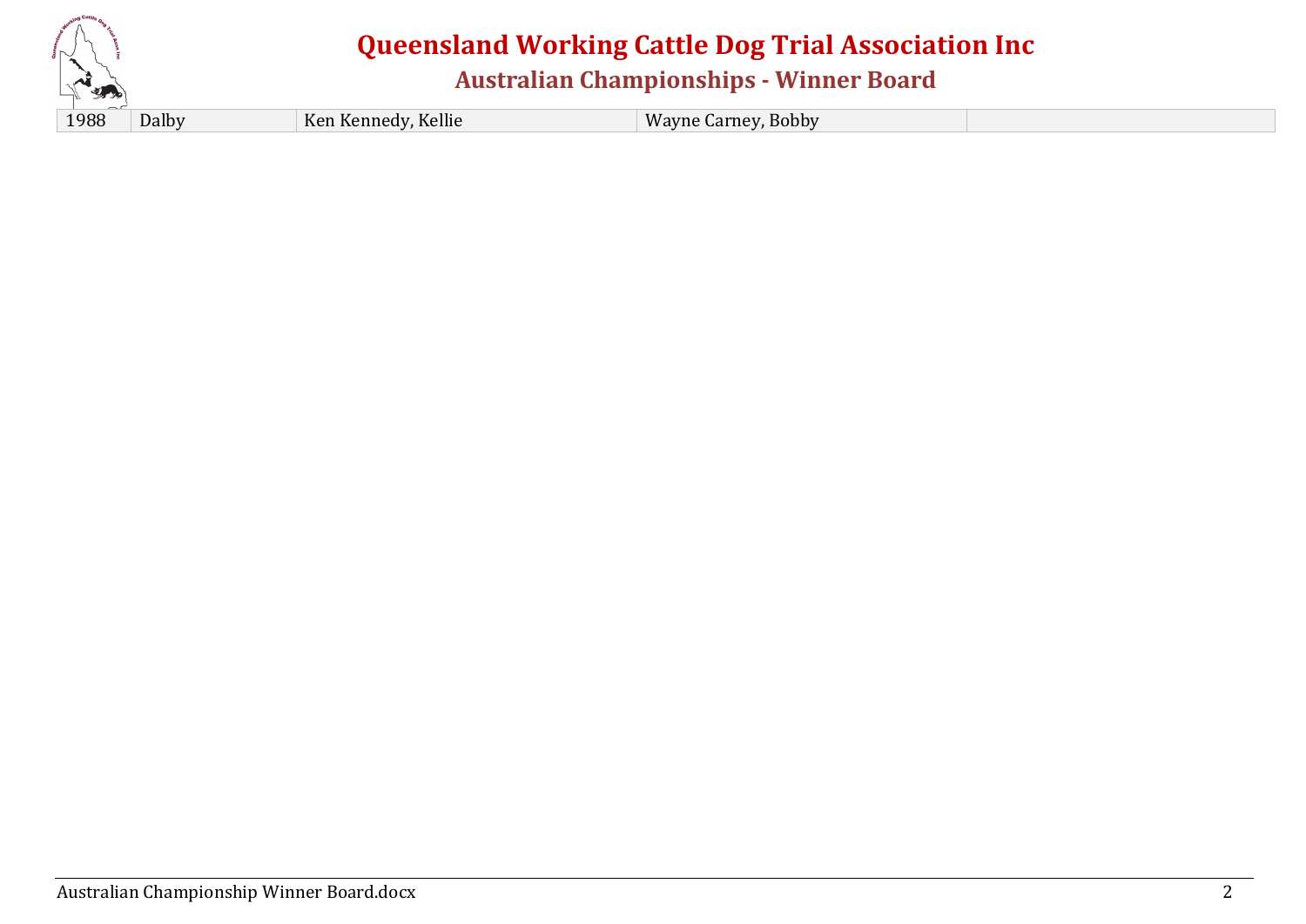# Queensland Working Cattle Dog Trial Association Inc

## Australian Championships - Winner Board

| | | | | |
|---|---|---|---|---|
| 1988 | Dalby | Ken Kennedy, Kellie | Wayne Carney, Bobby | |